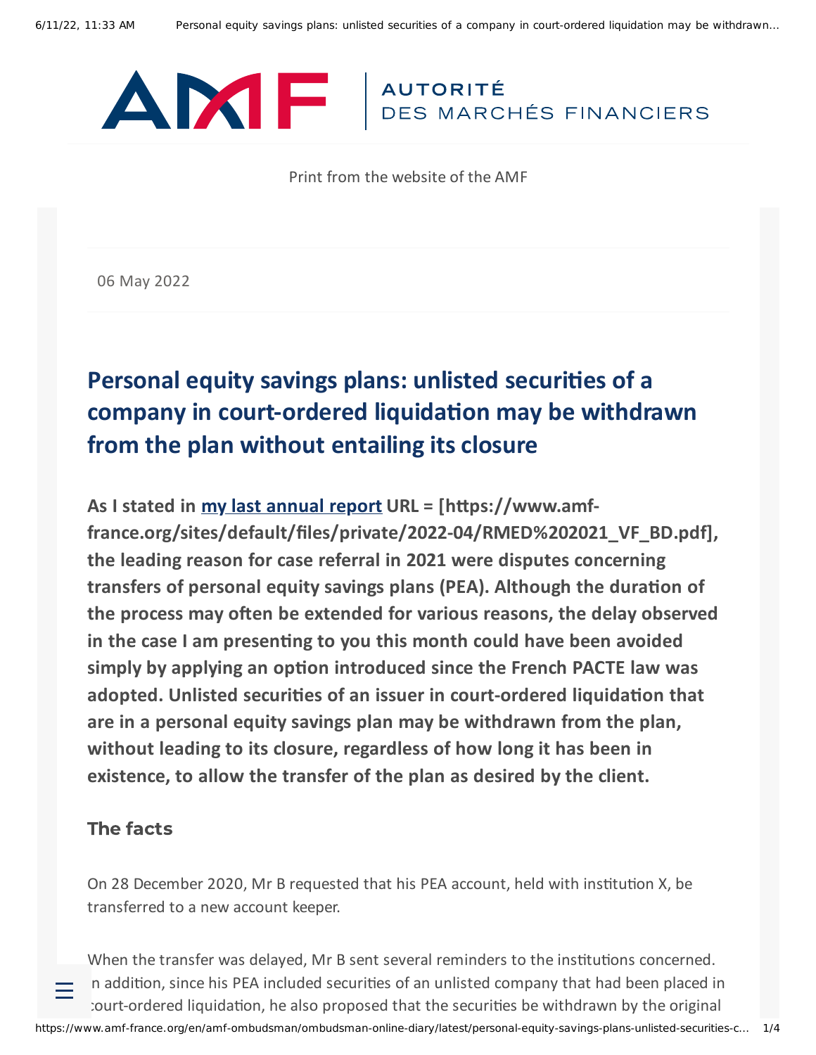Print from the website of the AMF

06 May 2022

# Personal equity savings plans: unlisted securities of a company in court-ordered liquidation may be withdrawn from the plan without entailing its closure

**As I stated in [my last annual report](https://www.amf-france.org/sites/default/files/private/2022-04/RMED%202021_VF_BD.pdf) URL = [https://www.amf-france.org/sites/default/files/private/2022-04/RMED%202021_VF_BD.pdf], the leading reason for case referral in 2021 were disputes concerning transfers of personal equity savings plans (PEA). Although the duration of the process may often be extended for various reasons, the delay observed in the case I am presenting to you this month could have been avoided simply by applying an option introduced since the French PACTE law was adopted. Unlisted securities of an issuer in court-ordered liquidation that are in a personal equity savings plan may be withdrawn from the plan, without leading to its closure, regardless of how long it has been in existence, to allow the transfer of the plan as desired by the client.**

## The facts

On 28 December 2020, Mr B requested that his PEA account, held with institution X, be transferred to a new account keeper.

When the transfer was delayed, Mr B sent several reminders to the institutions concerned. In addition, since his PEA included securities of an unlisted company that had been placed in court-ordered liquidation, he also proposed that the securities be withdrawn by the original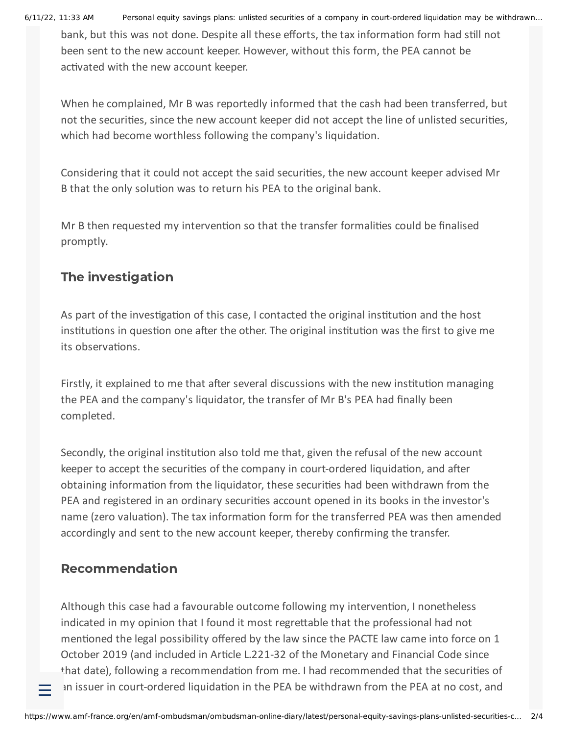bank, but this was not done. Despite all these efforts, the tax information form had still not been sent to the new account keeper. However, without this form, the PEA cannot be activated with the new account keeper.

When he complained, Mr B was reportedly informed that the cash had been transferred, but not the securities, since the new account keeper did not accept the line of unlisted securities, which had become worthless following the company's liquidation.

Considering that it could not accept the said securities, the new account keeper advised Mr B that the only solution was to return his PEA to the original bank.

Mr B then requested my intervention so that the transfer formalities could be finalised promptly.

## The investigation

As part of the investigation of this case, I contacted the original institution and the host institutions in question one after the other. The original institution was the first to give me its observations.

Firstly, it explained to me that after several discussions with the new institution managing the PEA and the company's liquidator, the transfer of Mr B's PEA had finally been completed.

Secondly, the original institution also told me that, given the refusal of the new account keeper to accept the securities of the company in court-ordered liquidation, and after obtaining information from the liquidator, these securities had been withdrawn from the PEA and registered in an ordinary securities account opened in its books in the investor's name (zero valuation). The tax information form for the transferred PEA was then amended accordingly and sent to the new account keeper, thereby confirming the transfer.

## Recommendation

Although this case had a favourable outcome following my intervention, I nonetheless indicated in my opinion that I found it most regrettable that the professional had not mentioned the legal possibility offered by the law since the PACTE law came into force on 1 October 2019 (and included in Article L.221-32 of the Monetary and Financial Code since that date), following a recommendation from me. I had recommended that the securities of an issuer in court-ordered liquidation in the PEA be withdrawn from the PEA at no cost, and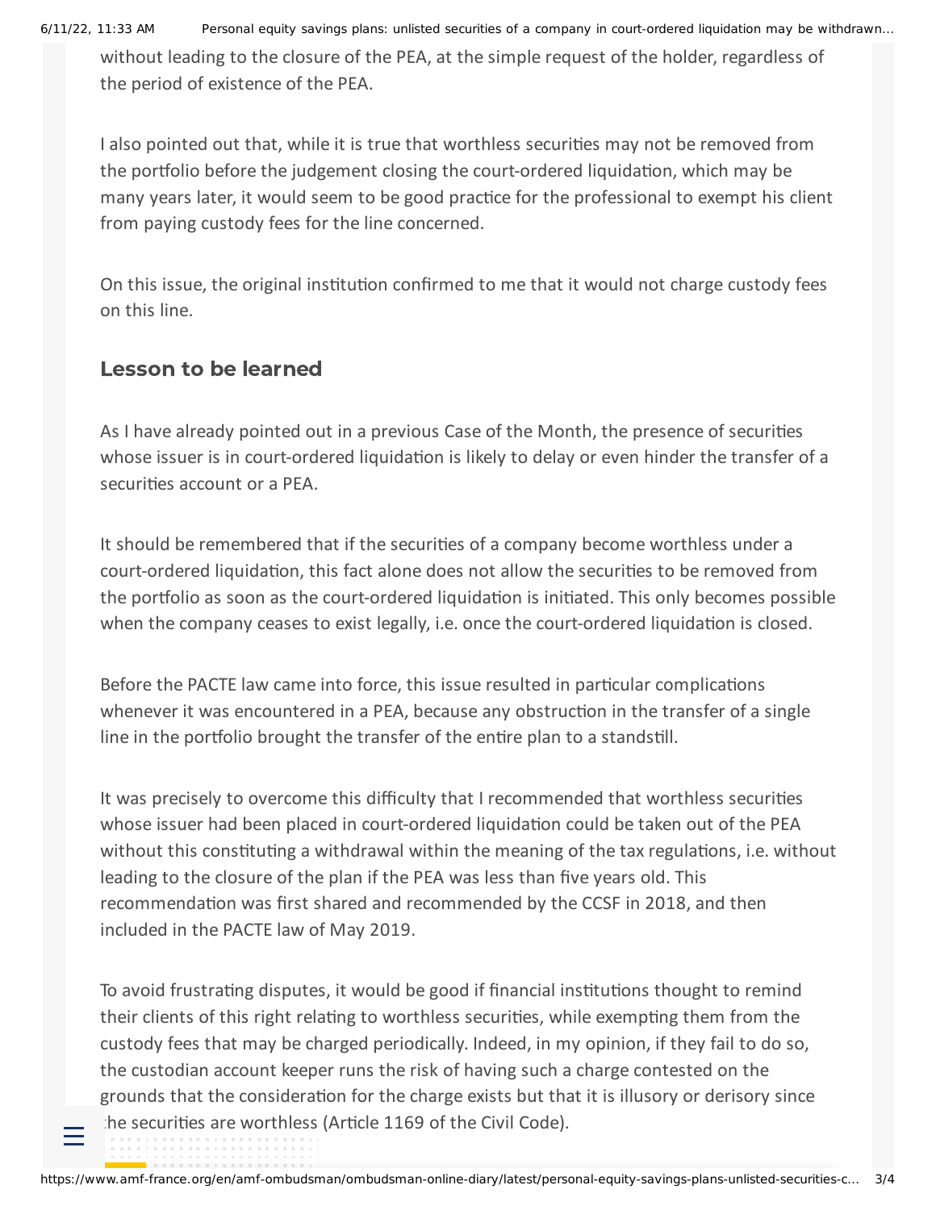without leading to the closure of the PEA, at the simple request of the holder, regardless of the period of existence of the PEA.

I also pointed out that, while it is true that worthless securities may not be removed from the portfolio before the judgement closing the court-ordered liquidation, which may be many years later, it would seem to be good practice for the professional to exempt his client from paying custody fees for the line concerned.

On this issue, the original institution confirmed to me that it would not charge custody fees on this line.

## Lesson to be learned

As I have already pointed out in a previous Case of the Month, the presence of securities whose issuer is in court-ordered liquidation is likely to delay or even hinder the transfer of a securities account or a PEA.

It should be remembered that if the securities of a company become worthless under a court-ordered liquidation, this fact alone does not allow the securities to be removed from the portfolio as soon as the court-ordered liquidation is initiated. This only becomes possible when the company ceases to exist legally, i.e. once the court-ordered liquidation is closed.

Before the PACTE law came into force, this issue resulted in particular complications whenever it was encountered in a PEA, because any obstruction in the transfer of a single line in the portfolio brought the transfer of the entire plan to a standstill.

It was precisely to overcome this difficulty that I recommended that worthless securities whose issuer had been placed in court-ordered liquidation could be taken out of the PEA without this constituting a withdrawal within the meaning of the tax regulations, i.e. without leading to the closure of the plan if the PEA was less than five years old. This recommendation was first shared and recommended by the CCSF in 2018, and then included in the PACTE law of May 2019.

To avoid frustrating disputes, it would be good if financial institutions thought to remind their clients of this right relating to worthless securities, while exempting them from the custody fees that may be charged periodically. Indeed, in my opinion, if they fail to do so, the custodian account keeper runs the risk of having such a charge contested on the grounds that the consideration for the charge exists but that it is illusory or derisory since the securities are worthless (Article 1169 of the Civil Code).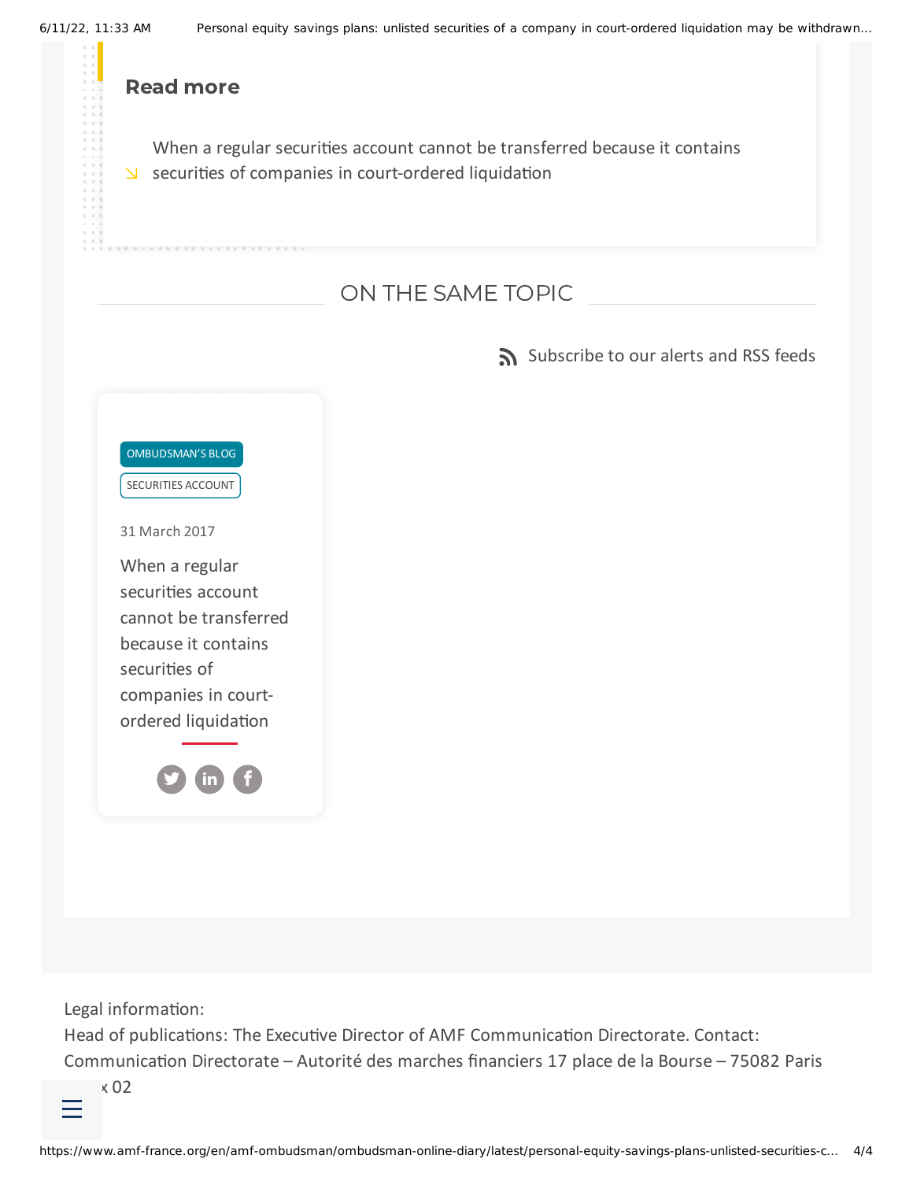## Read more

↘ When a regular securities account cannot be transferred because it contains securities of companies in court-ordered liquidation

## ON THE SAME TOPIC

Subscribe to our alerts and RSS feeds

OMBUDSMAN'S BLOG

SECURITIES ACCOUNT

31 March 2017

When a regular securities account cannot be transferred because it contains securities of companies in court-ordered liquidation

Legal information:
Head of publications: The Executive Director of AMF Communication Directorate. Contact: Communication Directorate – Autorité des marches financiers 17 place de la Bourse – 75082 Paris x 02